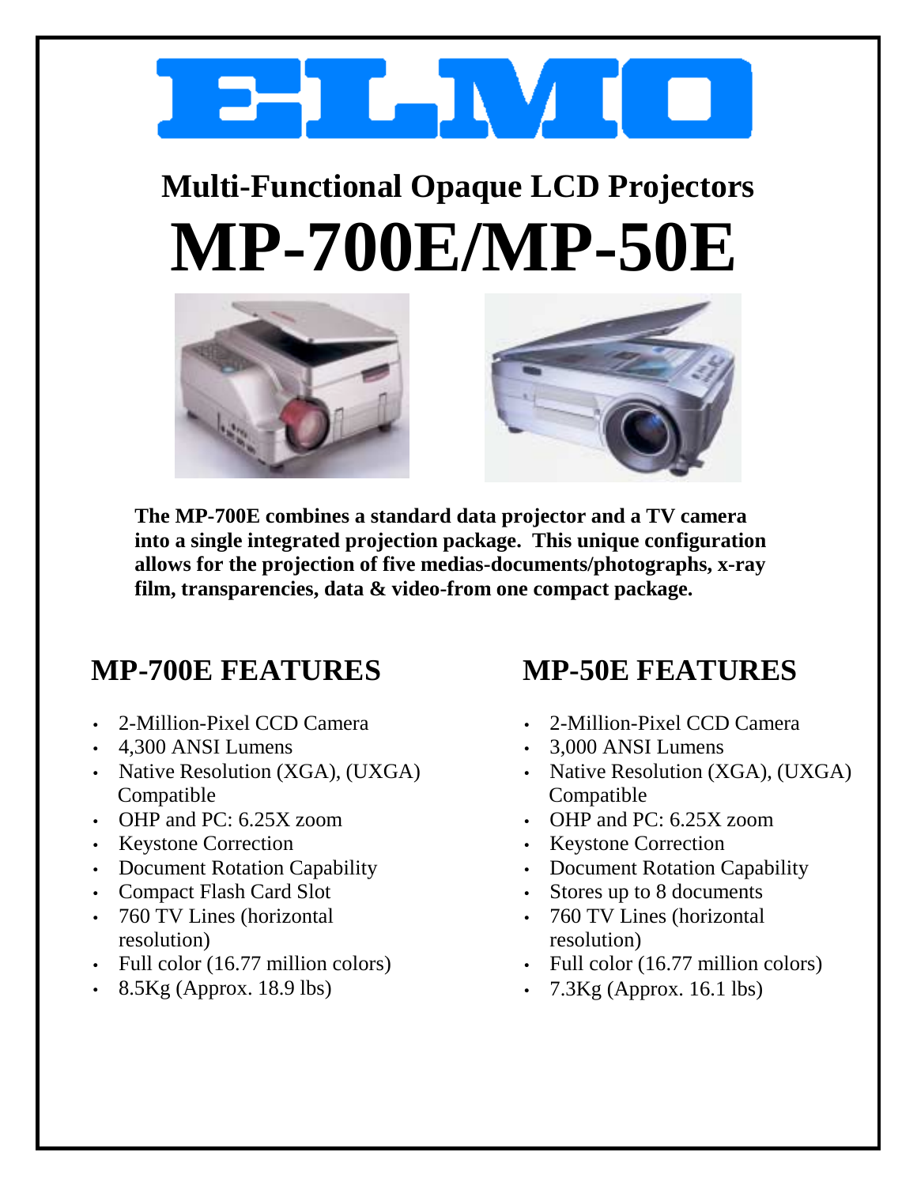# ELMO

## Multi-Functional Opaque LCD Projectors

# MP-700E/MP-50E

**The MP-700E combines a standard data projector and a TV camera into a single integrated projection package. This unique configuration allows for the projection of five medias-documents/photographs, x-ray film, transparencies, data & video-from one compact package.**

## MP-700E FEATURES

- 2-Million-Pixel CCD Camera
- 4,300 ANSI Lumens
- Native Resolution (XGA), (UXGA) Compatible
- OHP and PC: 6.25X zoom
- Keystone Correction
- Document Rotation Capability
- Compact Flash Card Slot
- 760 TV Lines (horizontal resolution)
- Full color (16.77 million colors)
- 8.5Kg (Approx. 18.9 lbs)

## MP-50E FEATURES

- 2-Million-Pixel CCD Camera
- 3,000 ANSI Lumens
- Native Resolution (XGA), (UXGA) Compatible
- OHP and PC: 6.25X zoom
- Keystone Correction
- Document Rotation Capability
- Stores up to 8 documents
- 760 TV Lines (horizontal resolution)
- Full color (16.77 million colors)
- 7.3Kg (Approx. 16.1 lbs)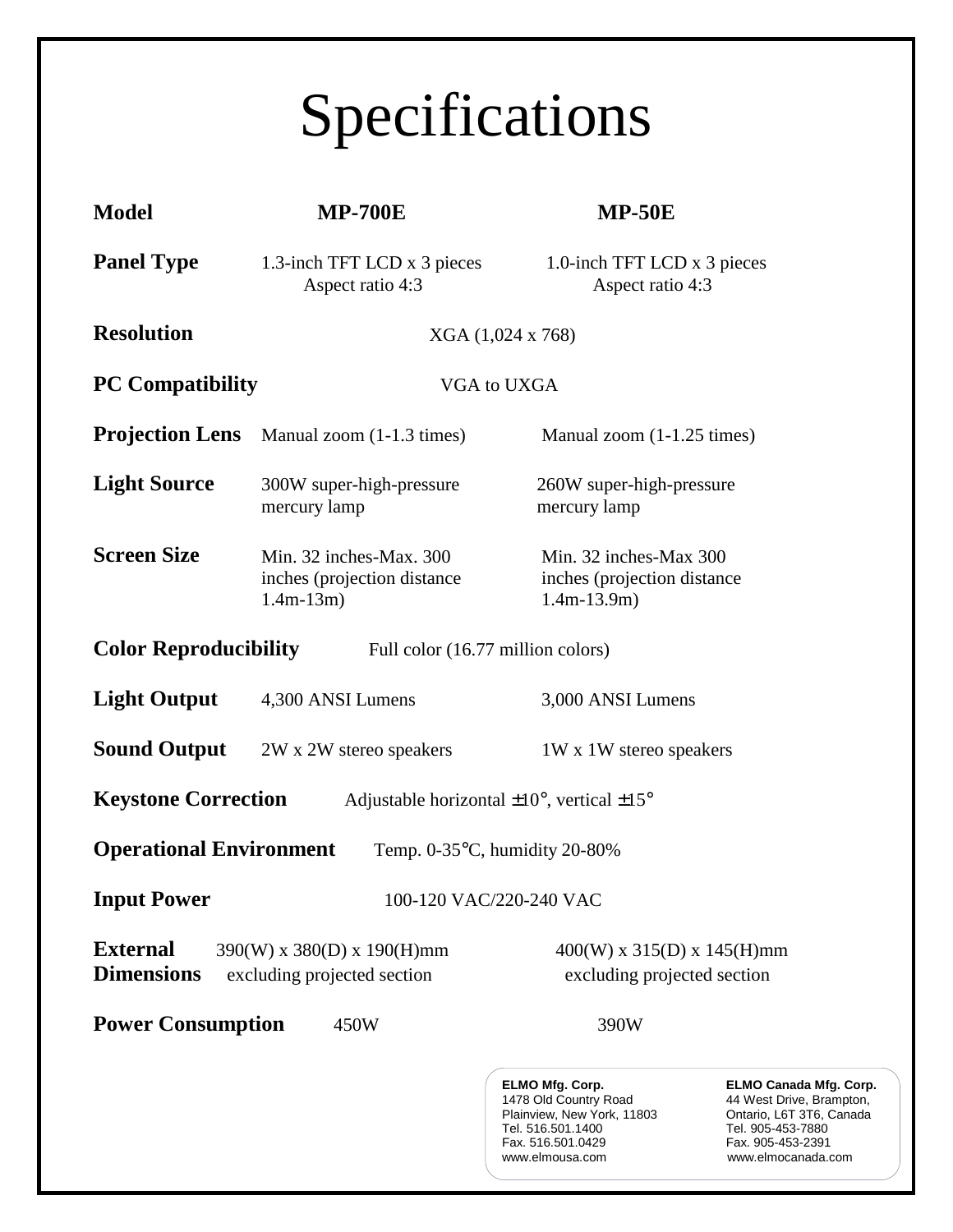# Specifications

| Model | MP-700E | MP-50E |
|---|---|---|
| **Panel Type** | 1.3-inch TFT LCD x 3 pieces<br>Aspect ratio 4:3 | 1.0-inch TFT LCD x 3 pieces<br>Aspect ratio 4:3 |
| **Resolution** | XGA (1,024 x 768) | |
| **PC Compatibility** | VGA to UXGA | |
| **Projection Lens** | Manual zoom (1-1.3 times) | Manual zoom (1-1.25 times) |
| **Light Source** | 300W super-high-pressure mercury lamp | 260W super-high-pressure mercury lamp |
| **Screen Size** | Min. 32 inches-Max. 300 inches (projection distance 1.4m-13m) | Min. 32 inches-Max 300 inches (projection distance 1.4m-13.9m) |
| **Color Reproducibility** | Full color (16.77 million colors) | |
| **Light Output** | 4,300 ANSI Lumens | 3,000 ANSI Lumens |
| **Sound Output** | 2W x 2W stereo speakers | 1W x 1W stereo speakers |
| **Keystone Correction** | Adjustable horizontal ±10°, vertical ±15° | |
| **Operational Environment** | Temp. 0-35°C, humidity 20-80% | |
| **Input Power** | 100-120 VAC/220-240 VAC | |
| **External Dimensions** | 390(W) x 380(D) x 190(H)mm excluding projected section | 400(W) x 315(D) x 145(H)mm excluding projected section |
| **Power Consumption** | 450W | 390W |

**ELMO Mfg. Corp.**
1478 Old Country Road
Plainview, New York, 11803
Tel. 516.501.1400
Fax. 516.501.0429
www.elmousa.com

**ELMO Canada Mfg. Corp.**
44 West Drive, Brampton,
Ontario, L6T 3T6, Canada
Tel. 905-453-7880
Fax. 905-453-2391
www.elmocanada.com